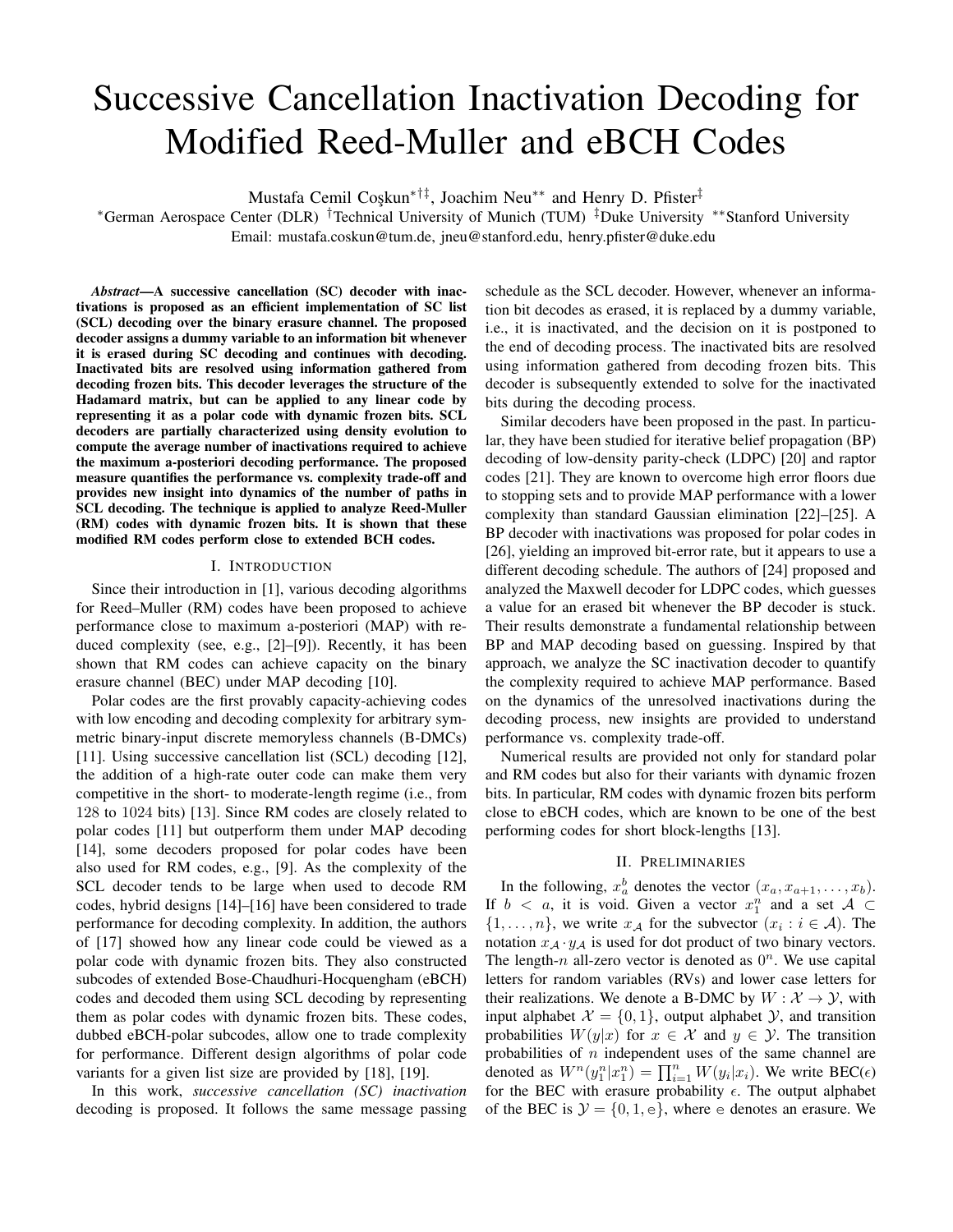# Successive Cancellation Inactivation Decoding for Modified Reed-Muller and eBCH Codes

Mustafa Cemil Coşkun*†‡, Joachim Neu** and Henry D. Pfister‡

*German Aerospace Center (DLR) †Technical University of Munich (TUM) ‡Duke University **Stanford University

Email: mustafa.coskun@tum.de, jneu@stanford.edu, henry.pfister@duke.edu

***Abstract*—A successive cancellation (SC) decoder with inactivations is proposed as an efficient implementation of SC list (SCL) decoding over the binary erasure channel. The proposed decoder assigns a dummy variable to an information bit whenever it is erased during SC decoding and continues with decoding. Inactivated bits are resolved using information gathered from decoding frozen bits. This decoder leverages the structure of the Hadamard matrix, but can be applied to any linear code by representing it as a polar code with dynamic frozen bits. SCL decoders are partially characterized using density evolution to compute the average number of inactivations required to achieve the maximum a-posteriori decoding performance. The proposed measure quantifies the performance vs. complexity trade-off and provides new insight into dynamics of the number of paths in SCL decoding. The technique is applied to analyze Reed-Muller (RM) codes with dynamic frozen bits. It is shown that these modified RM codes perform close to extended BCH codes.**

## I. Introduction

Since their introduction in [1], various decoding algorithms for Reed–Muller (RM) codes have been proposed to achieve performance close to maximum a-posteriori (MAP) with reduced complexity (see, e.g., [2]–[9]). Recently, it has been shown that RM codes can achieve capacity on the binary erasure channel (BEC) under MAP decoding [10].

Polar codes are the first provably capacity-achieving codes with low encoding and decoding complexity for arbitrary symmetric binary-input discrete memoryless channels (B-DMCs) [11]. Using successive cancellation list (SCL) decoding [12], the addition of a high-rate outer code can make them very competitive in the short- to moderate-length regime (i.e., from 128 to 1024 bits) [13]. Since RM codes are closely related to polar codes [11] but outperform them under MAP decoding [14], some decoders proposed for polar codes have been also used for RM codes, e.g., [9]. As the complexity of the SCL decoder tends to be large when used to decode RM codes, hybrid designs [14]–[16] have been considered to trade performance for decoding complexity. In addition, the authors of [17] showed how any linear code could be viewed as a polar code with dynamic frozen bits. They also constructed subcodes of extended Bose-Chaudhuri-Hocquenghem (eBCH) codes and decoded them using SCL decoding by representing them as polar codes with dynamic frozen bits. These codes, dubbed eBCH-polar subcodes, allow one to trade complexity for performance. Different design algorithms of polar code variants for a given list size are provided by [18], [19].

In this work, *successive cancellation (SC) inactivation* decoding is proposed. It follows the same message passing schedule as the SCL decoder. However, whenever an information bit decodes as erased, it is replaced by a dummy variable, i.e., it is inactivated, and the decision on it is postponed to the end of decoding process. The inactivated bits are resolved using information gathered from decoding frozen bits. This decoder is subsequently extended to solve for the inactivated bits during the decoding process.

Similar decoders have been proposed in the past. In particular, they have been studied for iterative belief propagation (BP) decoding of low-density parity-check (LDPC) [20] and raptor codes [21]. They are known to overcome high error floors due to stopping sets and to provide MAP performance with a lower complexity than standard Gaussian elimination [22]–[25]. A BP decoder with inactivations was proposed for polar codes in [26], yielding an improved bit-error rate, but it appears to use a different decoding schedule. The authors of [24] proposed and analyzed the Maxwell decoder for LDPC codes, which guesses a value for an erased bit whenever the BP decoder is stuck. Their results demonstrate a fundamental relationship between BP and MAP decoding based on guessing. Inspired by that approach, we analyze the SC inactivation decoder to quantify the complexity required to achieve MAP performance. Based on the dynamics of the unresolved inactivations during the decoding process, new insights are provided to understand performance vs. complexity trade-off.

Numerical results are provided not only for standard polar and RM codes but also for their variants with dynamic frozen bits. In particular, RM codes with dynamic frozen bits perform close to eBCH codes, which are known to be one of the best performing codes for short block-lengths [13].

## II. Preliminaries

In the following, $x_a^b$ denotes the vector $(x_a, x_{a+1}, \dots, x_b)$. If $b < a$, it is void. Given a vector $x_1^n$ and a set $\mathcal{A} \subset \{1, \dots, n\}$, we write $x_{\mathcal{A}}$ for the subvector $(x_i : i \in \mathcal{A})$. The notation $x_{\mathcal{A}} \cdot y_{\mathcal{A}}$ is used for dot product of two binary vectors. The length-$n$ all-zero vector is denoted as $0^n$. We use capital letters for random variables (RVs) and lower case letters for their realizations. We denote a B-DMC by $W : \mathcal{X} \to \mathcal{Y}$, with input alphabet $\mathcal{X} = \{0, 1\}$, output alphabet $\mathcal{Y}$, and transition probabilities $W(y|x)$ for $x \in \mathcal{X}$ and $y \in \mathcal{Y}$. The transition probabilities of $n$ independent uses of the same channel are denoted as $W^n(y_1^n|x_1^n) = \prod_{i=1}^n W(y_i|x_i)$. We write BEC($\epsilon$) for the BEC with erasure probability $\epsilon$. The output alphabet of the BEC is $\mathcal{Y} = \{0, 1, \mathrm{e}\}$, where $\mathrm{e}$ denotes an erasure. We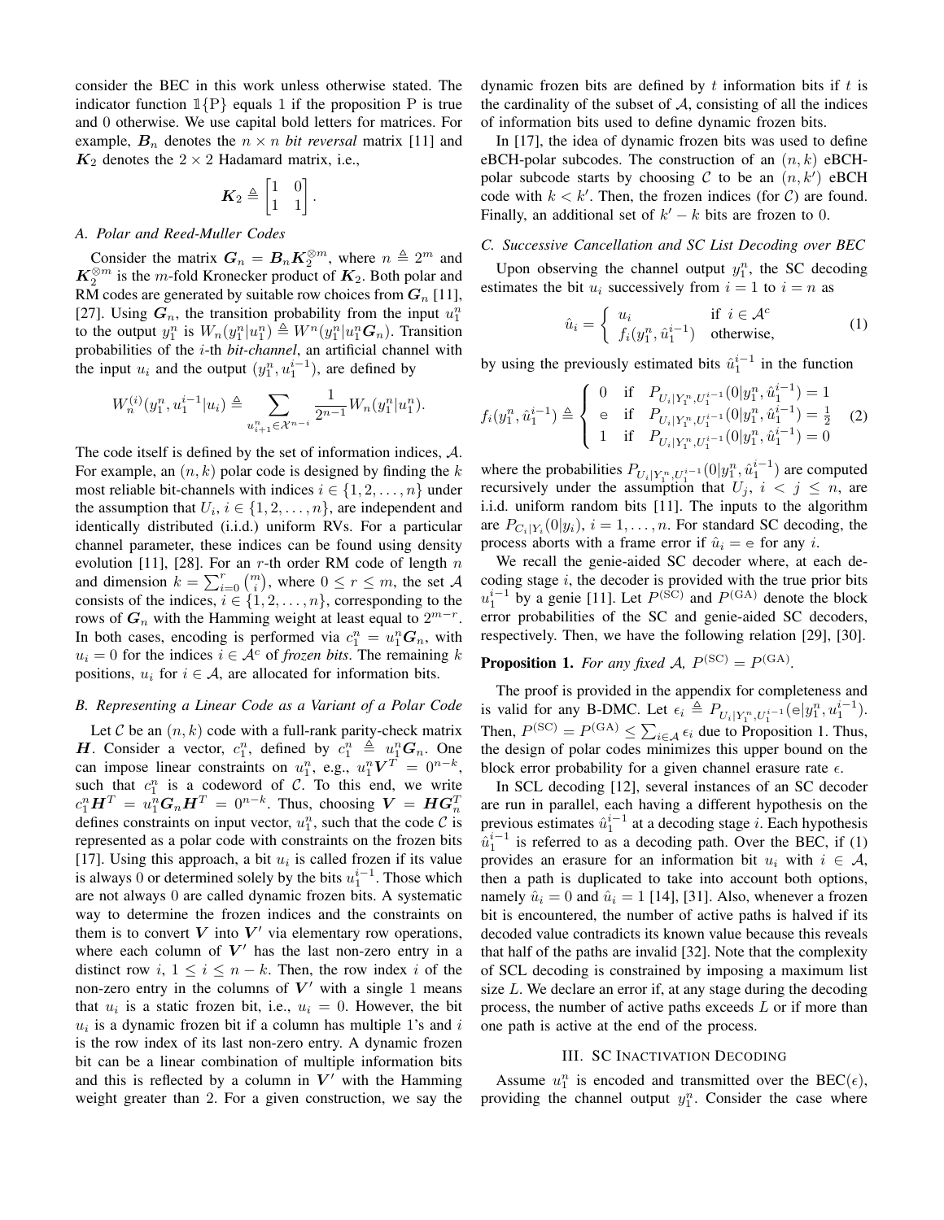consider the BEC in this work unless otherwise stated. The indicator function $\mathbb{1}\{\mathrm{P}\}$ equals 1 if the proposition P is true and 0 otherwise. We use capital bold letters for matrices. For example, $\boldsymbol{B}_n$ denotes the $n \times n$ *bit reversal* matrix [11] and $\boldsymbol{K}_2$ denotes the $2 \times 2$ Hadamard matrix, i.e.,

$$\boldsymbol{K}_2 \triangleq \begin{bmatrix} 1 & 0 \\ 1 & 1 \end{bmatrix}.$$

### A. Polar and Reed-Muller Codes

Consider the matrix $\boldsymbol{G}_n = \boldsymbol{B}_n \boldsymbol{K}_2^{\otimes m}$, where $n \triangleq 2^m$ and $\boldsymbol{K}_2^{\otimes m}$ is the $m$-fold Kronecker product of $\boldsymbol{K}_2$. Both polar and RM codes are generated by suitable row choices from $\boldsymbol{G}_n$ [11], [27]. Using $\boldsymbol{G}_n$, the transition probability from the input $u_1^n$ to the output $y_1^n$ is $W_n(y_1^n|u_1^n) \triangleq W^n(y_1^n|u_1^n\boldsymbol{G}_n)$. Transition probabilities of the $i$-th *bit-channel*, an artificial channel with the input $u_i$ and the output $(y_1^n, u_1^{i-1})$, are defined by

$$W_n^{(i)}(y_1^n, u_1^{i-1}|u_i) \triangleq \sum_{u_{i+1}^n \in \mathcal{X}^{n-i}} \frac{1}{2^{n-1}} W_n(y_1^n|u_1^n).$$

The code itself is defined by the set of information indices, $\mathcal{A}$. For example, an $(n, k)$ polar code is designed by finding the $k$ most reliable bit-channels with indices $i \in \{1, 2, \ldots, n\}$ under the assumption that $U_i$, $i \in \{1, 2, \ldots, n\}$, are independent and identically distributed (i.i.d.) uniform RVs. For a particular channel parameter, these indices can be found using density evolution [11], [28]. For an $r$-th order RM code of length $n$ and dimension $k = \sum_{i=0}^{r} \binom{m}{i}$, where $0 \leq r \leq m$, the set $\mathcal{A}$ consists of the indices, $i \in \{1, 2, \ldots, n\}$, corresponding to the rows of $\boldsymbol{G}_n$ with the Hamming weight at least equal to $2^{m-r}$. In both cases, encoding is performed via $c_1^n = u_1^n \boldsymbol{G}_n$, with $u_i = 0$ for the indices $i \in \mathcal{A}^c$ of *frozen bits*. The remaining $k$ positions, $u_i$ for $i \in \mathcal{A}$, are allocated for information bits.

### B. Representing a Linear Code as a Variant of a Polar Code

Let $\mathcal{C}$ be an $(n, k)$ code with a full-rank parity-check matrix $\boldsymbol{H}$. Consider a vector, $c_1^n$, defined by $c_1^n \triangleq u_1^n \boldsymbol{G}_n$. One can impose linear constraints on $u_1^n$, e.g., $u_1^n \boldsymbol{V}^T = 0^{n-k}$, such that $c_1^n$ is a codeword of $\mathcal{C}$. To this end, we write $c_1^n \boldsymbol{H}^T = u_1^n \boldsymbol{G}_n \boldsymbol{H}^T = 0^{n-k}$. Thus, choosing $\boldsymbol{V} = \boldsymbol{H}\boldsymbol{G}_n^T$ defines constraints on input vector, $u_1^n$, such that the code $\mathcal{C}$ is represented as a polar code with constraints on the frozen bits [17]. Using this approach, a bit $u_i$ is called frozen if its value is always 0 or determined solely by the bits $u_1^{i-1}$. Those which are not always 0 are called dynamic frozen bits. A systematic way to determine the frozen indices and the constraints on them is to convert $\boldsymbol{V}$ into $\boldsymbol{V}'$ via elementary row operations, where each column of $\boldsymbol{V}'$ has the last non-zero entry in a distinct row $i$, $1 \leq i \leq n-k$. Then, the row index $i$ of the non-zero entry in the columns of $\boldsymbol{V}'$ with a single 1 means that $u_i$ is a static frozen bit, i.e., $u_i = 0$. However, the bit $u_i$ is a dynamic frozen bit if a column has multiple 1's and $i$ is the row index of its last non-zero entry. A dynamic frozen bit can be a linear combination of multiple information bits and this is reflected by a column in $\boldsymbol{V}'$ with the Hamming weight greater than 2. For a given construction, we say the dynamic frozen bits are defined by $t$ information bits if $t$ is the cardinality of the subset of $\mathcal{A}$, consisting of all the indices of information bits used to define dynamic frozen bits.

In [17], the idea of dynamic frozen bits was used to define eBCH-polar subcodes. The construction of an $(n, k)$ eBCH-polar subcode starts by choosing $\mathcal{C}$ to be an $(n, k')$ eBCH code with $k < k'$. Then, the frozen indices (for $\mathcal{C}$) are found. Finally, an additional set of $k' - k$ bits are frozen to 0.

### C. Successive Cancellation and SC List Decoding over BEC

Upon observing the channel output $y_1^n$, the SC decoding estimates the bit $u_i$ successively from $i = 1$ to $i = n$ as

$$\hat{u}_i = \begin{cases} u_i & \text{if } i \in \mathcal{A}^c \\ f_i(y_1^n, \hat{u}_1^{i-1}) & \text{otherwise,} \end{cases} \tag{1}$$

by using the previously estimated bits $\hat{u}_1^{i-1}$ in the function

$$f_i(y_1^n, \hat{u}_1^{i-1}) \triangleq \begin{cases} 0 & \text{if } \; P_{U_i|Y_1^n, U_1^{i-1}}(0|y_1^n, \hat{u}_1^{i-1}) = 1 \\ \mathrm{e} & \text{if } \; P_{U_i|Y_1^n, U_1^{i-1}}(0|y_1^n, \hat{u}_1^{i-1}) = \frac{1}{2} \\ 1 & \text{if } \; P_{U_i|Y_1^n, U_1^{i-1}}(0|y_1^n, \hat{u}_1^{i-1}) = 0 \end{cases} \tag{2}$$

where the probabilities $P_{U_i|Y_1^n, U_1^{i-1}}(0|y_1^n, \hat{u}_1^{i-1})$ are computed recursively under the assumption that $U_j$, $i < j \leq n$, are i.i.d. uniform random bits [11]. The inputs to the algorithm are $P_{C_i|Y_i}(0|y_i)$, $i = 1, \ldots, n$. For standard SC decoding, the process aborts with a frame error if $\hat{u}_i = \mathrm{e}$ for any $i$.

We recall the genie-aided SC decoder where, at each decoding stage $i$, the decoder is provided with the true prior bits $u_1^{i-1}$ by a genie [11]. Let $P^{(\mathrm{SC})}$ and $P^{(\mathrm{GA})}$ denote the block error probabilities of the SC and genie-aided SC decoders, respectively. Then, we have the following relation [29], [30].

**Proposition 1.** *For any fixed $\mathcal{A}$, $P^{(\mathrm{SC})} = P^{(\mathrm{GA})}$.*

The proof is provided in the appendix for completeness and is valid for any B-DMC. Let $\epsilon_i \triangleq P_{U_i|Y_1^n, U_1^{i-1}}(\mathrm{e}|y_1^n, u_1^{i-1})$. Then, $P^{(\mathrm{SC})} = P^{(\mathrm{GA})} \leq \sum_{i \in \mathcal{A}} \epsilon_i$ due to Proposition 1. Thus, the design of polar codes minimizes this upper bound on the block error probability for a given channel erasure rate $\epsilon$.

In SCL decoding [12], several instances of an SC decoder are run in parallel, each having a different hypothesis on the previous estimates $\hat{u}_1^{i-1}$ at a decoding stage $i$. Each hypothesis $\hat{u}_1^{i-1}$ is referred to as a decoding path. Over the BEC, if (1) provides an erasure for an information bit $u_i$ with $i \in \mathcal{A}$, then a path is duplicated to take into account both options, namely $\hat{u}_i = 0$ and $\hat{u}_i = 1$ [14], [31]. Also, whenever a frozen bit is encountered, the number of active paths is halved if its decoded value contradicts its known value because this reveals that half of the paths are invalid [32]. Note that the complexity of SCL decoding is constrained by imposing a maximum list size $L$. We declare an error if, at any stage during the decoding process, the number of active paths exceeds $L$ or if more than one path is active at the end of the process.

## III. SC Inactivation Decoding

Assume $u_1^n$ is encoded and transmitted over the BEC($\epsilon$), providing the channel output $y_1^n$. Consider the case where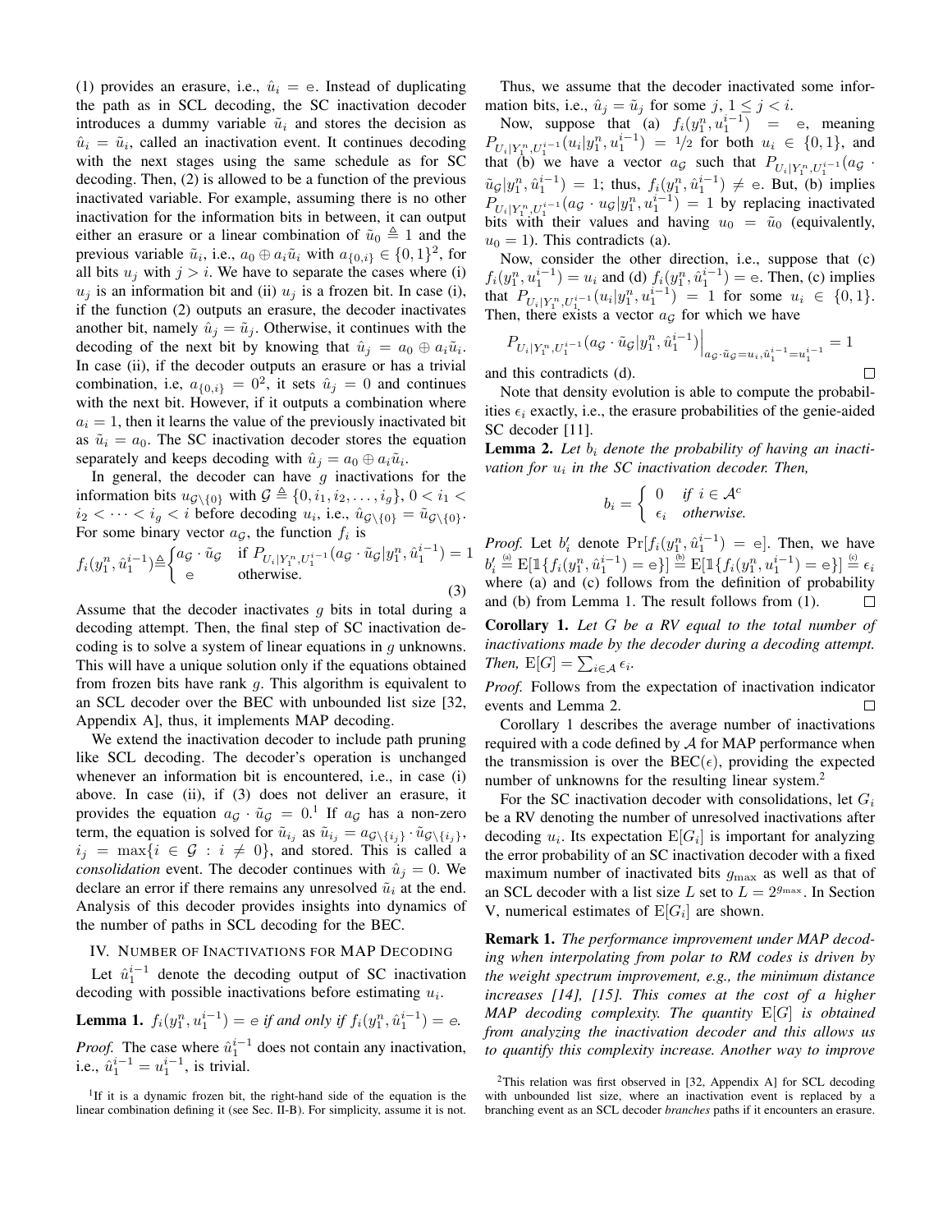(1) provides an erasure, i.e., $\hat{u}_i = \mathrm{e}$. Instead of duplicating the path as in SCL decoding, the SC inactivation decoder introduces a dummy variable $\tilde{u}_i$ and stores the decision as $\hat{u}_i = \tilde{u}_i$, called an inactivation event. It continues decoding with the next stages using the same schedule as for SC decoding. Then, (2) is allowed to be a function of the previous inactivated variable. For example, assuming there is no other inactivation for the information bits in between, it can output either an erasure or a linear combination of $\tilde{u}_0 \triangleq 1$ and the previous variable $\tilde{u}_i$, i.e., $a_0 \oplus a_i\tilde{u}_i$ with $a_{\{0,i\}} \in \{0,1\}^2$, for all bits $u_j$ with $j > i$. We have to separate the cases where (i) $u_j$ is an information bit and (ii) $u_j$ is a frozen bit. In case (i), if the function (2) outputs an erasure, the decoder inactivates another bit, namely $\hat{u}_j = \tilde{u}_j$. Otherwise, it continues with the decoding of the next bit by knowing that $\hat{u}_j = a_0 \oplus a_i\tilde{u}_i$. In case (ii), if the decoder outputs an erasure or has a trivial combination, i.e, $a_{\{0,i\}} = 0^2$, it sets $\hat{u}_j = 0$ and continues with the next bit. However, if it outputs a combination where $a_i = 1$, then it learns the value of the previously inactivated bit as $\tilde{u}_i = a_0$. The SC inactivation decoder stores the equation separately and keeps decoding with $\hat{u}_j = a_0 \oplus a_i\tilde{u}_i$.

In general, the decoder can have $g$ inactivations for the information bits $u_{\mathcal{G}\setminus\{0\}}$ with $\mathcal{G} \triangleq \{0, i_1, i_2, \ldots, i_g\}$, $0 < i_1 < i_2 < \cdots < i_g < i$ before decoding $u_i$, i.e., $\hat{u}_{\mathcal{G}\setminus\{0\}} = \tilde{u}_{\mathcal{G}\setminus\{0\}}$. For some binary vector $a_{\mathcal{G}}$, the function $f_i$ is

$$f_i(y_1^n, \hat{u}_1^{i-1}) \triangleq \begin{cases} a_{\mathcal{G}} \cdot \tilde{u}_{\mathcal{G}} & \text{if } P_{U_i|Y_1^n,U_1^{i-1}}(a_{\mathcal{G}} \cdot \tilde{u}_{\mathcal{G}}|y_1^n, \hat{u}_1^{i-1}) = 1 \\ \mathrm{e} & \text{otherwise.} \end{cases} \tag{3}$$

Assume that the decoder inactivates $g$ bits in total during a decoding attempt. Then, the final step of SC inactivation decoding is to solve a system of linear equations in $g$ unknowns. This will have a unique solution only if the equations obtained from frozen bits have rank $g$. This algorithm is equivalent to an SCL decoder over the BEC with unbounded list size [32, Appendix A], thus, it implements MAP decoding.

We extend the inactivation decoder to include path pruning like SCL decoding. The decoder's operation is unchanged whenever an information bit is encountered, i.e., in case (i) above. In case (ii), if (3) does not deliver an erasure, it provides the equation $a_{\mathcal{G}} \cdot \tilde{u}_{\mathcal{G}} = 0$.[1] If $a_{\mathcal{G}}$ has a non-zero term, the equation is solved for $\tilde{u}_{i_j}$ as $\tilde{u}_{i_j} = a_{\mathcal{G}\setminus\{i_j\}} \cdot \tilde{u}_{\mathcal{G}\setminus\{i_j\}}$, $i_j = \max\{i \in \mathcal{G} : i \neq 0\}$, and stored. This is called a *consolidation* event. The decoder continues with $\hat{u}_j = 0$. We declare an error if there remains any unresolved $\tilde{u}_i$ at the end. Analysis of this decoder provides insights into dynamics of the number of paths in SCL decoding for the BEC.

## IV. Number of Inactivations for MAP Decoding

Let $\hat{u}_1^{i-1}$ denote the decoding output of SC inactivation decoding with possible inactivations before estimating $u_i$.

**Lemma 1.** *$f_i(y_1^n, u_1^{i-1}) = \mathrm{e}$ if and only if $f_i(y_1^n, \hat{u}_1^{i-1}) = \mathrm{e}$.*

*Proof.* The case where $\hat{u}_1^{i-1}$ does not contain any inactivation, i.e., $\hat{u}_1^{i-1} = u_1^{i-1}$, is trivial.

Thus, we assume that the decoder inactivated some information bits, i.e., $\hat{u}_j = \tilde{u}_j$ for some $j$, $1 \le j < i$.

Now, suppose that (a) $f_i(y_1^n, u_1^{i-1}) = \mathrm{e}$, meaning $P_{U_i|Y_1^n,U_1^{i-1}}(u_i|y_1^n, u_1^{i-1}) = 1/2$ for both $u_i \in \{0,1\}$, and that (b) we have a vector $a_{\mathcal{G}}$ such that $P_{U_i|Y_1^n,U_1^{i-1}}(a_{\mathcal{G}} \cdot \tilde{u}_{\mathcal{G}}|y_1^n, \hat{u}_1^{i-1}) = 1$; thus, $f_i(y_1^n, \hat{u}_1^{i-1}) \neq \mathrm{e}$. But, (b) implies $P_{U_i|Y_1^n,U_1^{i-1}}(a_{\mathcal{G}} \cdot u_{\mathcal{G}}|y_1^n, u_1^{i-1}) = 1$ by replacing inactivated bits with their values and having $u_0 = \tilde{u}_0$ (equivalently, $u_0 = 1$). This contradicts (a).

Now, consider the other direction, i.e., suppose that (c) $f_i(y_1^n, u_1^{i-1}) = u_i$ and (d) $f_i(y_1^n, \hat{u}_1^{i-1}) = \mathrm{e}$. Then, (c) implies that $P_{U_i|Y_1^n,U_1^{i-1}}(u_i|y_1^n, u_1^{i-1}) = 1$ for some $u_i \in \{0,1\}$. Then, there exists a vector $a_{\mathcal{G}}$ for which we have

$$P_{U_i|Y_1^n,U_1^{i-1}}(a_{\mathcal{G}} \cdot \tilde{u}_{\mathcal{G}}|y_1^n, \hat{u}_1^{i-1})\Big|_{a_{\mathcal{G}} \cdot \tilde{u}_{\mathcal{G}} = u_i, \hat{u}_1^{i-1} = u_1^{i-1}} = 1$$

and this contradicts (d). $\square$

Note that density evolution is able to compute the probabilities $\epsilon_i$ exactly, i.e., the erasure probabilities of the genie-aided SC decoder [11].

**Lemma 2.** *Let $b_i$ denote the probability of having an inactivation for $u_i$ in the SC inactivation decoder. Then,*

$$b_i = \begin{cases} 0 & \text{if } i \in \mathcal{A}^c \\ \epsilon_i & \text{otherwise.} \end{cases}$$

*Proof.* Let $b_i'$ denote $\Pr[f_i(y_1^n, \hat{u}_1^{i-1}) = \mathrm{e}]$. Then, we have $b_i' \overset{(a)}{=} \mathrm{E}[\mathbb{1}\{f_i(y_1^n, \hat{u}_1^{i-1}) = \mathrm{e}\}] \overset{(b)}{=} \mathrm{E}[\mathbb{1}\{f_i(y_1^n, u_1^{i-1}) = \mathrm{e}\}] \overset{(c)}{=} \epsilon_i$ where (a) and (c) follows from the definition of probability and (b) from Lemma 1. The result follows from (1). $\square$

**Corollary 1.** *Let $G$ be a RV equal to the total number of inactivations made by the decoder during a decoding attempt. Then, $\mathrm{E}[G] = \sum_{i \in \mathcal{A}} \epsilon_i$.*

*Proof.* Follows from the expectation of inactivation indicator events and Lemma 2. $\square$

Corollary 1 describes the average number of inactivations required with a code defined by $\mathcal{A}$ for MAP performance when the transmission is over the BEC($\epsilon$), providing the expected number of unknowns for the resulting linear system.[2]

For the SC inactivation decoder with consolidations, let $G_i$ be a RV denoting the number of unresolved inactivations after decoding $u_i$. Its expectation $\mathrm{E}[G_i]$ is important for analyzing the error probability of an SC inactivation decoder with a fixed maximum number of inactivated bits $g_{\max}$ as well as that of an SCL decoder with a list size $L$ set to $L = 2^{g_{\max}}$. In Section V, numerical estimates of $\mathrm{E}[G_i]$ are shown.

**Remark 1.** *The performance improvement under MAP decoding when interpolating from polar to RM codes is driven by the weight spectrum improvement, e.g., the minimum distance increases [14], [15]. This comes at the cost of a higher MAP decoding complexity. The quantity $\mathrm{E}[G]$ is obtained from analyzing the inactivation decoder and this allows us to quantify this complexity increase. Another way to improve*

[1] If it is a dynamic frozen bit, the right-hand side of the equation is the linear combination defining it (see Sec. II-B). For simplicity, assume it is not.

[2] This relation was first observed in [32, Appendix A] for SCL decoding with unbounded list size, where an inactivation event is replaced by a branching event as an SCL decoder *branches* paths if it encounters an erasure.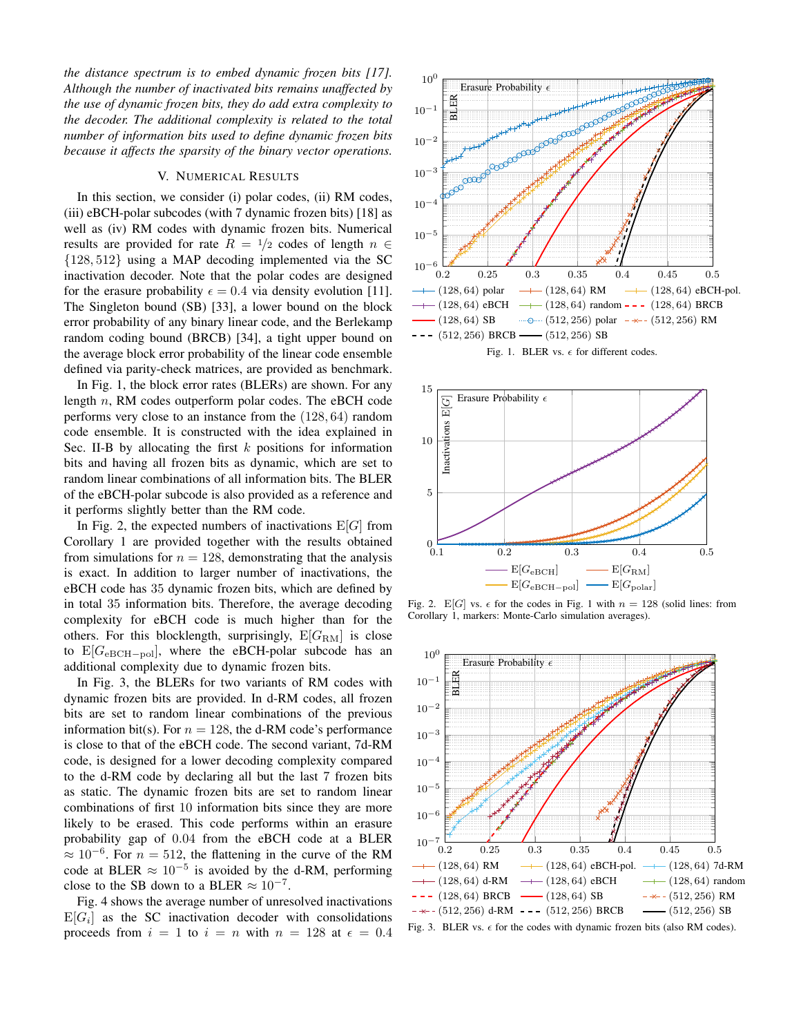*the distance spectrum is to embed dynamic frozen bits [17]. Although the number of inactivated bits remains unaffected by the use of dynamic frozen bits, they do add extra complexity to the decoder. The additional complexity is related to the total number of information bits used to define dynamic frozen bits because it affects the sparsity of the binary vector operations.*

## V. Numerical Results

In this section, we consider (i) polar codes, (ii) RM codes, (iii) eBCH-polar subcodes (with 7 dynamic frozen bits) [18] as well as (iv) RM codes with dynamic frozen bits. Numerical results are provided for rate $R = 1/2$ codes of length $n \in \{128, 512\}$ using a MAP decoding implemented via the SC inactivation decoder. Note that the polar codes are designed for the erasure probability $\epsilon = 0.4$ via density evolution [11]. The Singleton bound (SB) [33], a lower bound on the block error probability of any binary linear code, and the Berlekamp random coding bound (BRCB) [34], a tight upper bound on the average block error probability of the linear code ensemble defined via parity-check matrices, are provided as benchmark.

In Fig. 1, the block error rates (BLERs) are shown. For any length $n$, RM codes outperform polar codes. The eBCH code performs very close to an instance from the $(128, 64)$ random code ensemble. It is constructed with the idea explained in Sec. II-B by allocating the first $k$ positions for information bits and having all frozen bits as dynamic, which are set to random linear combinations of all information bits. The BLER of the eBCH-polar subcode is also provided as a reference and it performs slightly better than the RM code.

In Fig. 2, the expected numbers of inactivations $\mathrm{E}[G]$ from Corollary 1 are provided together with the results obtained from simulations for $n = 128$, demonstrating that the analysis is exact. In addition to larger number of inactivations, the eBCH code has 35 dynamic frozen bits, which are defined by in total 35 information bits. Therefore, the average decoding complexity for eBCH code is much higher than for the others. For this blocklength, surprisingly, $\mathrm{E}[G_{\mathrm{RM}}]$ is close to $\mathrm{E}[G_{\mathrm{eBCH-pol}}]$, where the eBCH-polar subcode has an additional complexity due to dynamic frozen bits.

In Fig. 3, the BLERs for two variants of RM codes with dynamic frozen bits are provided. In d-RM codes, all frozen bits are set to random linear combinations of the previous information bit(s). For $n = 128$, the d-RM code's performance is close to that of the eBCH code. The second variant, 7d-RM code, is designed for a lower decoding complexity compared to the d-RM code by declaring all but the last 7 frozen bits as static. The dynamic frozen bits are set to random linear combinations of first 10 information bits since they are more likely to be erased. This code performs within an erasure probability gap of 0.04 from the eBCH code at a BLER $\approx 10^{-6}$. For $n = 512$, the flattening in the curve of the RM code at BLER $\approx 10^{-5}$ is avoided by the d-RM, performing close to the SB down to a BLER $\approx 10^{-7}$.

Fig. 4 shows the average number of unresolved inactivations $\mathrm{E}[G_i]$ as the SC inactivation decoder with consolidations proceeds from $i = 1$ to $i = n$ with $n = 128$ at $\epsilon = 0.4$

Fig. 1. BLER vs. $\epsilon$ for different codes.

Fig. 2. $\mathrm{E}[G]$ vs. $\epsilon$ for the codes in Fig. 1 with $n = 128$ (solid lines: from Corollary 1, markers: Monte-Carlo simulation averages).

Fig. 3. BLER vs. $\epsilon$ for the codes with dynamic frozen bits (also RM codes).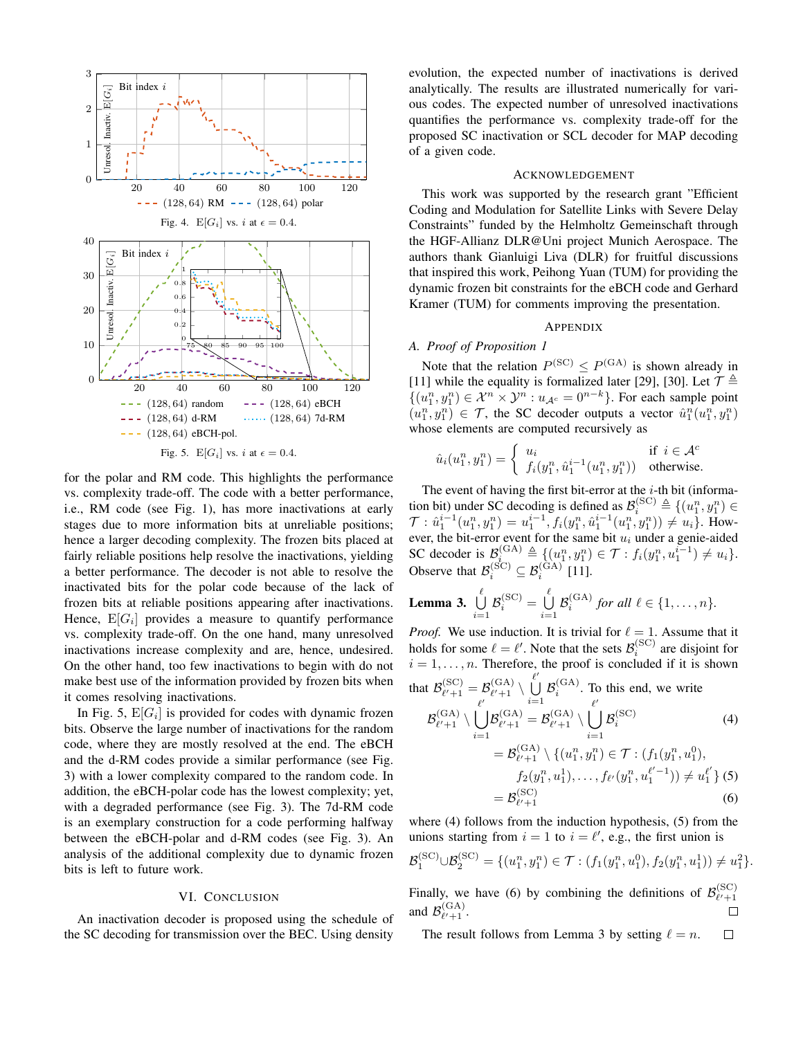Fig. 4. $\mathrm{E}[G_i]$ vs. $i$ at $\epsilon = 0.4$.

Fig. 5. $\mathrm{E}[G_i]$ vs. $i$ at $\epsilon = 0.4$.

for the polar and RM code. This highlights the performance vs. complexity trade-off. The code with a better performance, i.e., RM code (see Fig. 1), has more inactivations at early stages due to more information bits at unreliable positions; hence a larger decoding complexity. The frozen bits placed at fairly reliable positions help resolve the inactivations, yielding a better performance. The decoder is not able to resolve the inactivated bits for the polar code because of the lack of frozen bits at reliable positions appearing after inactivations. Hence, $\mathrm{E}[G_i]$ provides a measure to quantify performance vs. complexity trade-off. On the one hand, many unresolved inactivations increase complexity and are, hence, undesired. On the other hand, too few inactivations to begin with do not make best use of the information provided by frozen bits when it comes resolving inactivations.

In Fig. 5, $\mathrm{E}[G_i]$ is provided for codes with dynamic frozen bits. Observe the large number of inactivations for the random code, where they are mostly resolved at the end. The eBCH and the d-RM codes provide a similar performance (see Fig. 3) with a lower complexity compared to the random code. In addition, the eBCH-polar code has the lowest complexity; yet, with a degraded performance (see Fig. 3). The 7d-RM code is an exemplary construction for a code performing halfway between the eBCH-polar and d-RM codes (see Fig. 3). An analysis of the additional complexity due to dynamic frozen bits is left to future work.

## VI. Conclusion

An inactivation decoder is proposed using the schedule of the SC decoding for transmission over the BEC. Using density evolution, the expected number of inactivations is derived analytically. The results are illustrated numerically for various codes. The expected number of unresolved inactivations quantifies the performance vs. complexity trade-off for the proposed SC inactivation or SCL decoder for MAP decoding of a given code.

## Acknowledgement

This work was supported by the research grant "Efficient Coding and Modulation for Satellite Links with Severe Delay Constraints" funded by the Helmholtz Gemeinschaft through the HGF-Allianz DLR@Uni project Munich Aerospace. The authors thank Gianluigi Liva (DLR) for fruitful discussions that inspired this work, Peihong Yuan (TUM) for providing the dynamic frozen bit constraints for the eBCH code and Gerhard Kramer (TUM) for comments improving the presentation.

## Appendix

### A. Proof of Proposition 1

Note that the relation $P^{(\mathrm{SC})} \le P^{(\mathrm{GA})}$ is shown already in [11] while the equality is formalized later [29], [30]. Let $\mathcal{T} \triangleq \{(u_1^n, y_1^n) \in \mathcal{X}^n \times \mathcal{Y}^n : u_{\mathcal{A}^c} = 0^{n-k}\}$. For each sample point $(u_1^n, y_1^n) \in \mathcal{T}$, the SC decoder outputs a vector $\hat{u}_1^n(u_1^n, y_1^n)$ whose elements are computed recursively as

$$\hat{u}_i(u_1^n, y_1^n) = \begin{cases} u_i & \text{if } i \in \mathcal{A}^c \\ f_i(y_1^n, \hat{u}_1^{i-1}(u_1^n, y_1^n)) & \text{otherwise.} \end{cases}$$

The event of having the first bit-error at the $i$-th bit (information bit) under SC decoding is defined as $\mathcal{B}_i^{(\mathrm{SC})} \triangleq \{(u_1^n, y_1^n) \in \mathcal{T} : \hat{u}_1^{i-1}(u_1^n, y_1^n) = u_1^{i-1}, f_i(y_1^n, \hat{u}_1^{i-1}(u_1^n, y_1^n)) \neq u_i\}$. However, the bit-error event for the same bit $u_i$ under a genie-aided SC decoder is $\mathcal{B}_i^{(\mathrm{GA})} \triangleq \{(u_1^n, y_1^n) \in \mathcal{T} : f_i(y_1^n, u_1^{i-1}) \neq u_i\}$. Observe that $\mathcal{B}_i^{(\mathrm{SC})} \subseteq \mathcal{B}_i^{(\mathrm{GA})}$ [11].

**Lemma 3.** $\bigcup_{i=1}^{\ell} \mathcal{B}_i^{(\mathrm{SC})} = \bigcup_{i=1}^{\ell} \mathcal{B}_i^{(\mathrm{GA})}$ *for all* $\ell \in \{1, \ldots, n\}$.

*Proof.* We use induction. It is trivial for $\ell = 1$. Assume that it holds for some $\ell = \ell'$. Note that the sets $\mathcal{B}_i^{(\mathrm{SC})}$ are disjoint for $i = 1, \ldots, n$. Therefore, the proof is concluded if it is shown that $\mathcal{B}_{\ell'+1}^{(\mathrm{SC})} = \mathcal{B}_{\ell'+1}^{(\mathrm{GA})} \setminus \bigcup_{i=1}^{\ell'} \mathcal{B}_i^{(\mathrm{GA})}$. To this end, we write

$$\begin{aligned}
\mathcal{B}_{\ell'+1}^{(\mathrm{GA})} \setminus \bigcup_{i=1}^{\ell'} \mathcal{B}_{\ell'+1}^{(\mathrm{GA})} &= \mathcal{B}_{\ell'+1}^{(\mathrm{GA})} \setminus \bigcup_{i=1}^{\ell'} \mathcal{B}_i^{(\mathrm{SC})} &(4)\\
&= \mathcal{B}_{\ell'+1}^{(\mathrm{GA})} \setminus \{(u_1^n, y_1^n) \in \mathcal{T} : (f_1(y_1^n, u_1^0), \\
&\qquad f_2(y_1^n, u_1^1), \ldots, f_{\ell'}(y_1^n, u_1^{\ell'-1})) \neq u_1^{\ell'}\} &(5)\\
&= \mathcal{B}_{\ell'+1}^{(\mathrm{SC})} &(6)
\end{aligned}$$

where (4) follows from the induction hypothesis, (5) from the unions starting from $i = 1$ to $i = \ell'$, e.g., the first union is

$$\mathcal{B}_1^{(\mathrm{SC})} \cup \mathcal{B}_2^{(\mathrm{SC})} = \{(u_1^n, y_1^n) \in \mathcal{T} : (f_1(y_1^n, u_1^0), f_2(y_1^n, u_1^1)) \neq u_1^2\}.$$

Finally, we have (6) by combining the definitions of $\mathcal{B}_{\ell'+1}^{(\mathrm{SC})}$ and $\mathcal{B}_{\ell'+1}^{(\mathrm{GA})}$. □

The result follows from Lemma 3 by setting $\ell = n$. □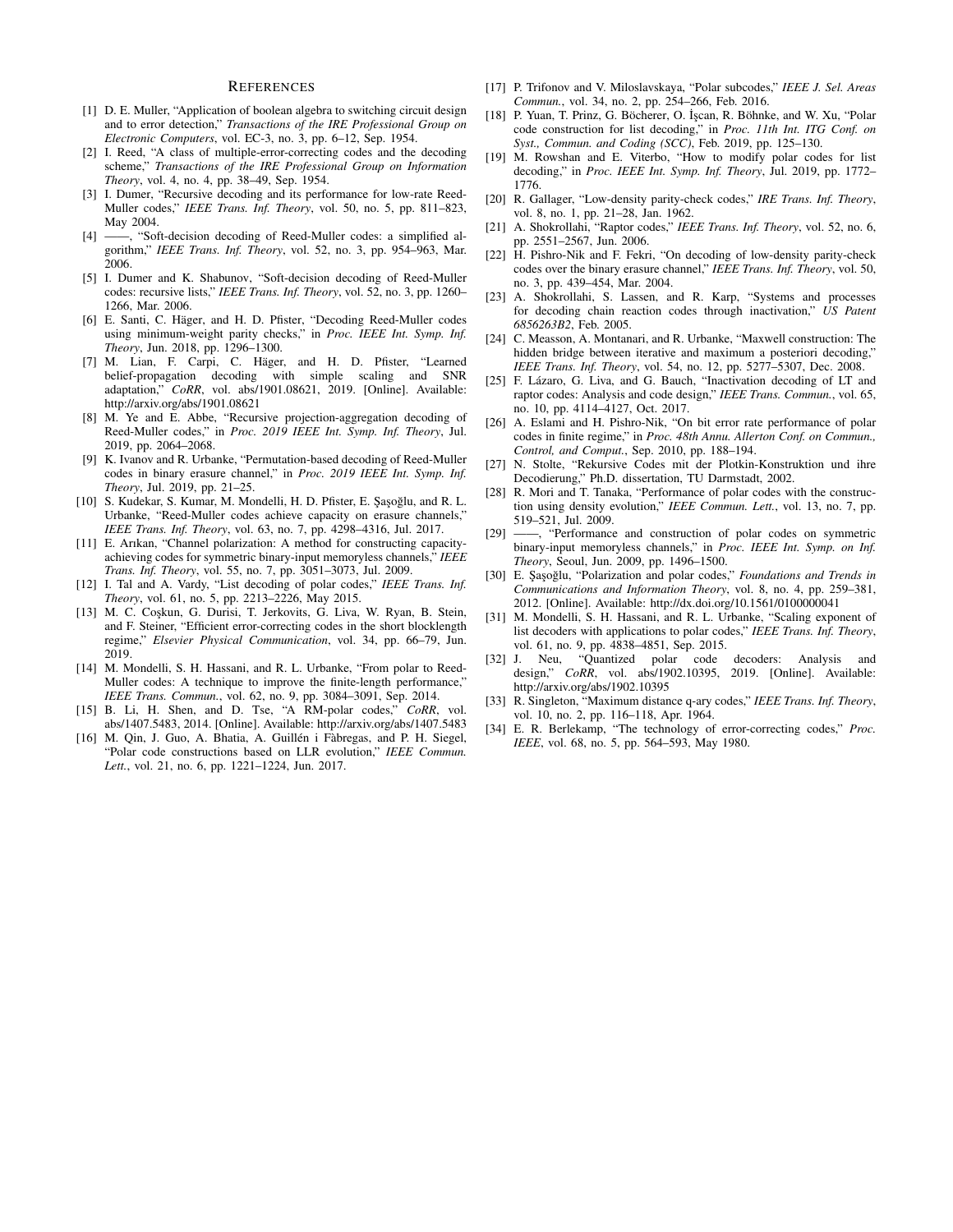## References

[1] D. E. Muller, "Application of boolean algebra to switching circuit design and to error detection," *Transactions of the IRE Professional Group on Electronic Computers*, vol. EC-3, no. 3, pp. 6–12, Sep. 1954.

[2] I. Reed, "A class of multiple-error-correcting codes and the decoding scheme," *Transactions of the IRE Professional Group on Information Theory*, vol. 4, no. 4, pp. 38–49, Sep. 1954.

[3] I. Dumer, "Recursive decoding and its performance for low-rate Reed-Muller codes," *IEEE Trans. Inf. Theory*, vol. 50, no. 5, pp. 811–823, May 2004.

[4] ——, "Soft-decision decoding of Reed-Muller codes: a simplified algorithm," *IEEE Trans. Inf. Theory*, vol. 52, no. 3, pp. 954–963, Mar. 2006.

[5] I. Dumer and K. Shabunov, "Soft-decision decoding of Reed-Muller codes: recursive lists," *IEEE Trans. Inf. Theory*, vol. 52, no. 3, pp. 1260–1266, Mar. 2006.

[6] E. Santi, C. Häger, and H. D. Pfister, "Decoding Reed-Muller codes using minimum-weight parity checks," in *Proc. IEEE Int. Symp. Inf. Theory*, Jun. 2018, pp. 1296–1300.

[7] M. Lian, F. Carpi, C. Häger, and H. D. Pfister, "Learned belief-propagation decoding with simple scaling and SNR adaptation," *CoRR*, vol. abs/1901.08621, 2019. [Online]. Available: http://arxiv.org/abs/1901.08621

[8] M. Ye and E. Abbe, "Recursive projection-aggregation decoding of Reed-Muller codes," in *Proc. 2019 IEEE Int. Symp. Inf. Theory*, Jul. 2019, pp. 2064–2068.

[9] K. Ivanov and R. Urbanke, "Permutation-based decoding of Reed-Muller codes in binary erasure channel," in *Proc. 2019 IEEE Int. Symp. Inf. Theory*, Jul. 2019, pp. 21–25.

[10] S. Kudekar, S. Kumar, M. Mondelli, H. D. Pfister, E. Şaşoğlu, and R. L. Urbanke, "Reed-Muller codes achieve capacity on erasure channels," *IEEE Trans. Inf. Theory*, vol. 63, no. 7, pp. 4298–4316, Jul. 2017.

[11] E. Arıkan, "Channel polarization: A method for constructing capacity-achieving codes for symmetric binary-input memoryless channels," *IEEE Trans. Inf. Theory*, vol. 55, no. 7, pp. 3051–3073, Jul. 2009.

[12] I. Tal and A. Vardy, "List decoding of polar codes," *IEEE Trans. Inf. Theory*, vol. 61, no. 5, pp. 2213–2226, May 2015.

[13] M. C. Coşkun, G. Durisi, T. Jerkovits, G. Liva, W. Ryan, B. Stein, and F. Steiner, "Efficient error-correcting codes in the short blocklength regime," *Elsevier Physical Communication*, vol. 34, pp. 66–79, Jun. 2019.

[14] M. Mondelli, S. H. Hassani, and R. L. Urbanke, "From polar to Reed-Muller codes: A technique to improve the finite-length performance," *IEEE Trans. Commun.*, vol. 62, no. 9, pp. 3084–3091, Sep. 2014.

[15] B. Li, H. Shen, and D. Tse, "A RM-polar codes," *CoRR*, vol. abs/1407.5483, 2014. [Online]. Available: http://arxiv.org/abs/1407.5483

[16] M. Qin, J. Guo, A. Bhatia, A. Guillén i Fàbregas, and P. H. Siegel, "Polar code constructions based on LLR evolution," *IEEE Commun. Lett.*, vol. 21, no. 6, pp. 1221–1224, Jun. 2017.

[17] P. Trifonov and V. Miloslavskaya, "Polar subcodes," *IEEE J. Sel. Areas Commun.*, vol. 34, no. 2, pp. 254–266, Feb. 2016.

[18] P. Yuan, T. Prinz, G. Böcherer, O. İşcan, R. Böhnke, and W. Xu, "Polar code construction for list decoding," in *Proc. 11th Int. ITG Conf. on Syst., Commun. and Coding (SCC)*, Feb. 2019, pp. 125–130.

[19] M. Rowshan and E. Viterbo, "How to modify polar codes for list decoding," in *Proc. IEEE Int. Symp. Inf. Theory*, Jul. 2019, pp. 1772–1776.

[20] R. Gallager, "Low-density parity-check codes," *IRE Trans. Inf. Theory*, vol. 8, no. 1, pp. 21–28, Jan. 1962.

[21] A. Shokrollahi, "Raptor codes," *IEEE Trans. Inf. Theory*, vol. 52, no. 6, pp. 2551–2567, Jun. 2006.

[22] H. Pishro-Nik and F. Fekri, "On decoding of low-density parity-check codes over the binary erasure channel," *IEEE Trans. Inf. Theory*, vol. 50, no. 3, pp. 439–454, Mar. 2004.

[23] A. Shokrollahi, S. Lassen, and R. Karp, "Systems and processes for decoding chain reaction codes through inactivation," *US Patent 6856263B2*, Feb. 2005.

[24] C. Measson, A. Montanari, and R. Urbanke, "Maxwell construction: The hidden bridge between iterative and maximum a posteriori decoding," *IEEE Trans. Inf. Theory*, vol. 54, no. 12, pp. 5277–5307, Dec. 2008.

[25] F. Lázaro, G. Liva, and G. Bauch, "Inactivation decoding of LT and raptor codes: Analysis and code design," *IEEE Trans. Commun.*, vol. 65, no. 10, pp. 4114–4127, Oct. 2017.

[26] A. Eslami and H. Pishro-Nik, "On bit error rate performance of polar codes in finite regime," in *Proc. 48th Annu. Allerton Conf. on Commun., Control, and Comput.*, Sep. 2010, pp. 188–194.

[27] N. Stolte, "Rekursive Codes mit der Plotkin-Konstruktion und ihre Decodierung," Ph.D. dissertation, TU Darmstadt, 2002.

[28] R. Mori and T. Tanaka, "Performance of polar codes with the construction using density evolution," *IEEE Commun. Lett.*, vol. 13, no. 7, pp. 519–521, Jul. 2009.

[29] ——, "Performance and construction of polar codes on symmetric binary-input memoryless channels," in *Proc. IEEE Int. Symp. on Inf. Theory*, Seoul, Jun. 2009, pp. 1496–1500.

[30] E. Şaşoğlu, "Polarization and polar codes," *Foundations and Trends in Communications and Information Theory*, vol. 8, no. 4, pp. 259–381, 2012. [Online]. Available: http://dx.doi.org/10.1561/0100000041

[31] M. Mondelli, S. H. Hassani, and R. L. Urbanke, "Scaling exponent of list decoders with applications to polar codes," *IEEE Trans. Inf. Theory*, vol. 61, no. 9, pp. 4838–4851, Sep. 2015.

[32] J. Neu, "Quantized polar code decoders: Analysis and design," *CoRR*, vol. abs/1902.10395, 2019. [Online]. Available: http://arxiv.org/abs/1902.10395

[33] R. Singleton, "Maximum distance q-nary codes," *IEEE Trans. Inf. Theory*, vol. 10, no. 2, pp. 116–118, Apr. 1964.

[34] E. R. Berlekamp, "The technology of error-correcting codes," *Proc. IEEE*, vol. 68, no. 5, pp. 564–593, May 1980.